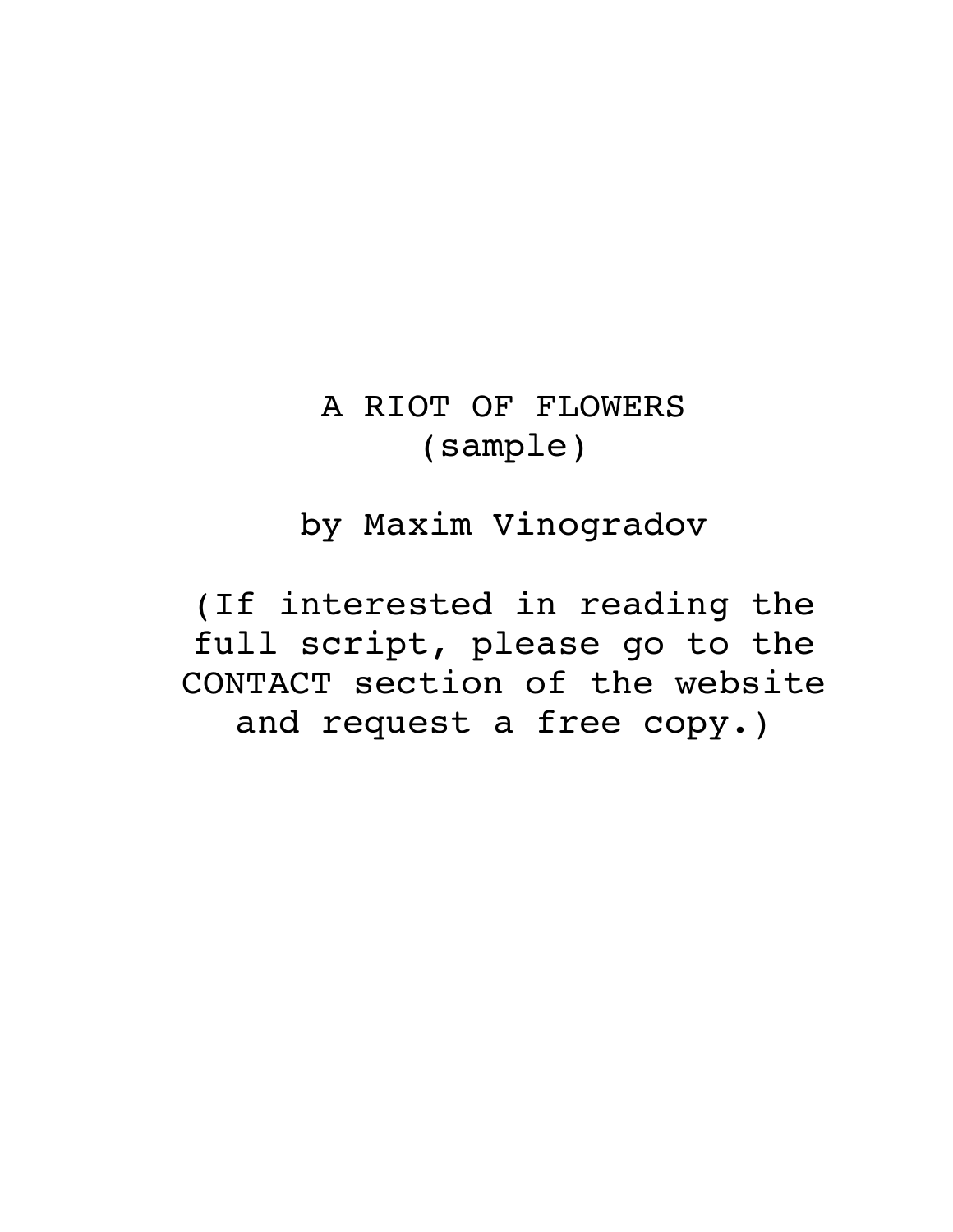# A RIOT OF FLOWERS

(sample)

by Maxim Vinogradov

(If interested in reading the full script, please go to the CONTACT section of the website and request a free copy.)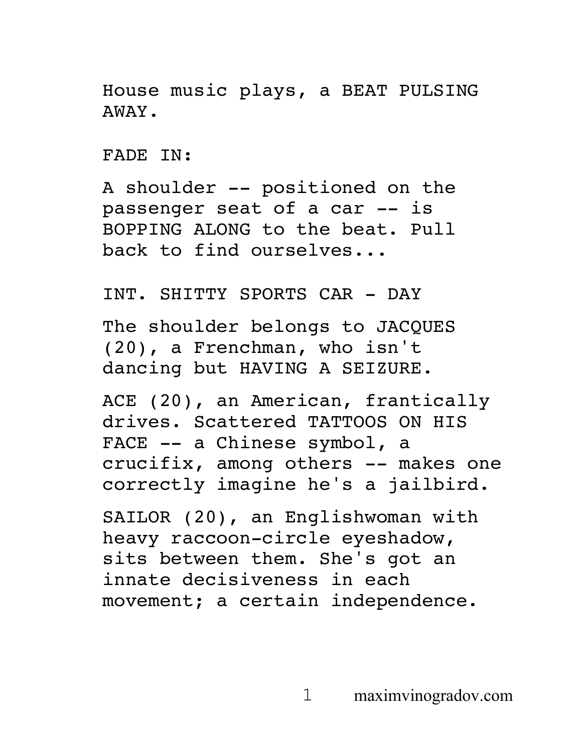House music plays, a BEAT PULSING AWAY.

FADE IN:

A shoulder -- positioned on the passenger seat of a car -- is BOPPING ALONG to the beat. Pull back to find ourselves...

INT. SHITTY SPORTS CAR - DAY

The shoulder belongs to JACQUES (20), a Frenchman, who isn't dancing but HAVING A SEIZURE.

ACE (20), an American, frantically drives. Scattered TATTOOS ON HIS FACE -- a Chinese symbol, a crucifix, among others -- makes one correctly imagine he's a jailbird.

SAILOR (20), an Englishwoman with heavy raccoon-circle eyeshadow, sits between them. She's got an innate decisiveness in each movement; a certain independence.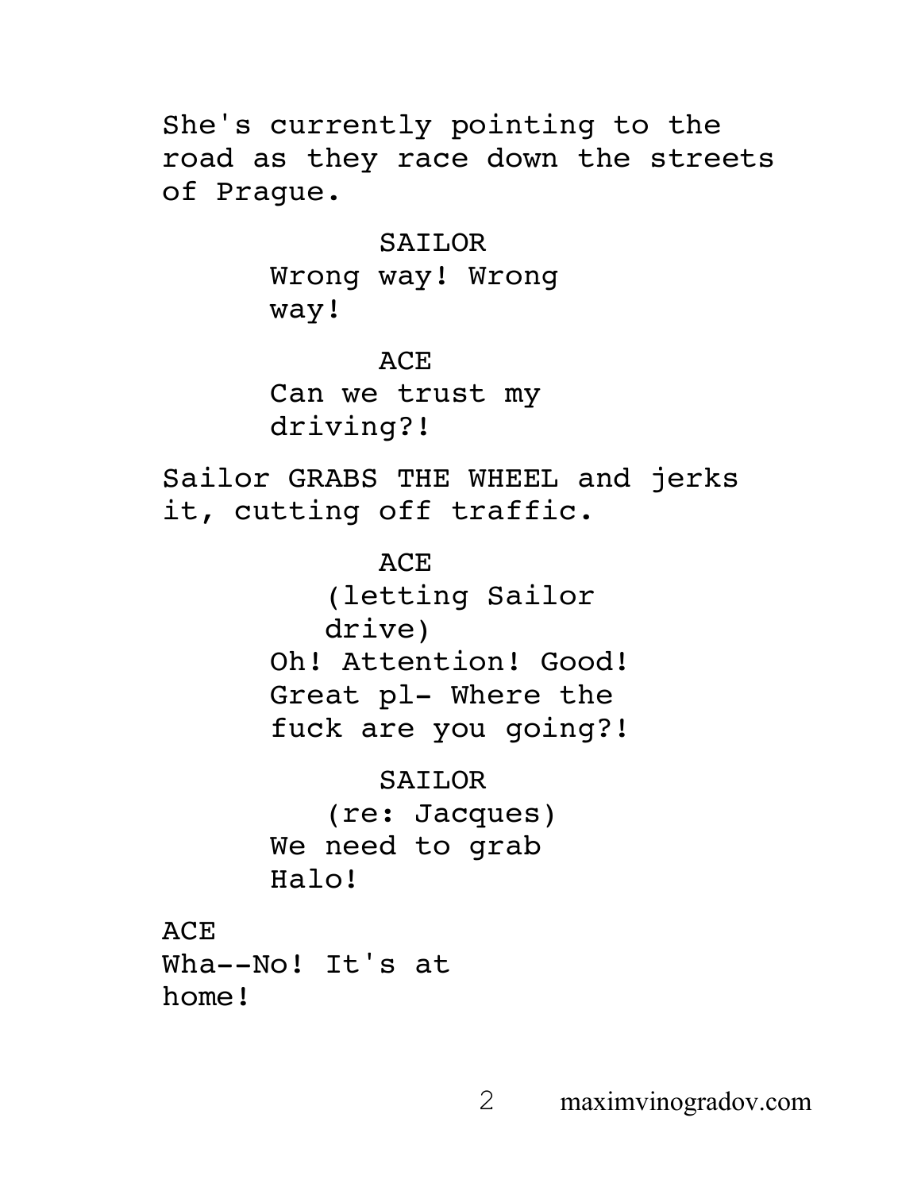She's currently pointing to the road as they race down the streets of Prague.

SAILOR
Wrong way! Wrong way!

ACE
Can we trust my driving?!

Sailor GRABS THE WHEEL and jerks it, cutting off traffic.

ACE
(letting Sailor drive)
Oh! Attention! Good! Great pl- Where the fuck are you going?!

SAILOR
(re: Jacques)
We need to grab Halo!

ACE
Wha--No! It's at home!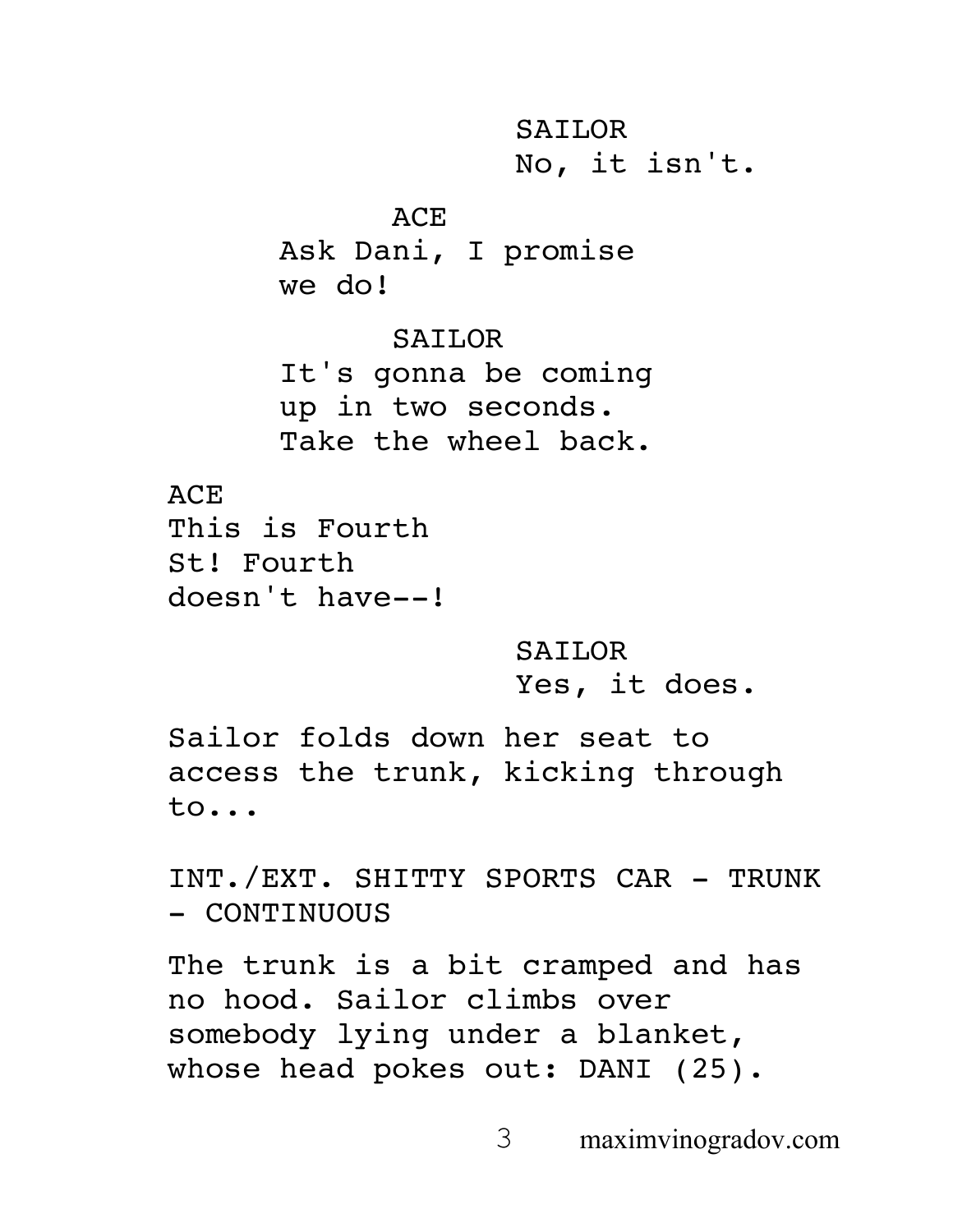SAILOR
No, it isn't.

ACE
Ask Dani, I promise we do!

SAILOR
It's gonna be coming up in two seconds. Take the wheel back.

ACE
This is Fourth St! Fourth doesn't have--!

SAILOR
Yes, it does.

Sailor folds down her seat to access the trunk, kicking through to...

INT./EXT. SHITTY SPORTS CAR - TRUNK - CONTINUOUS

The trunk is a bit cramped and has no hood. Sailor climbs over somebody lying under a blanket, whose head pokes out: DANI (25).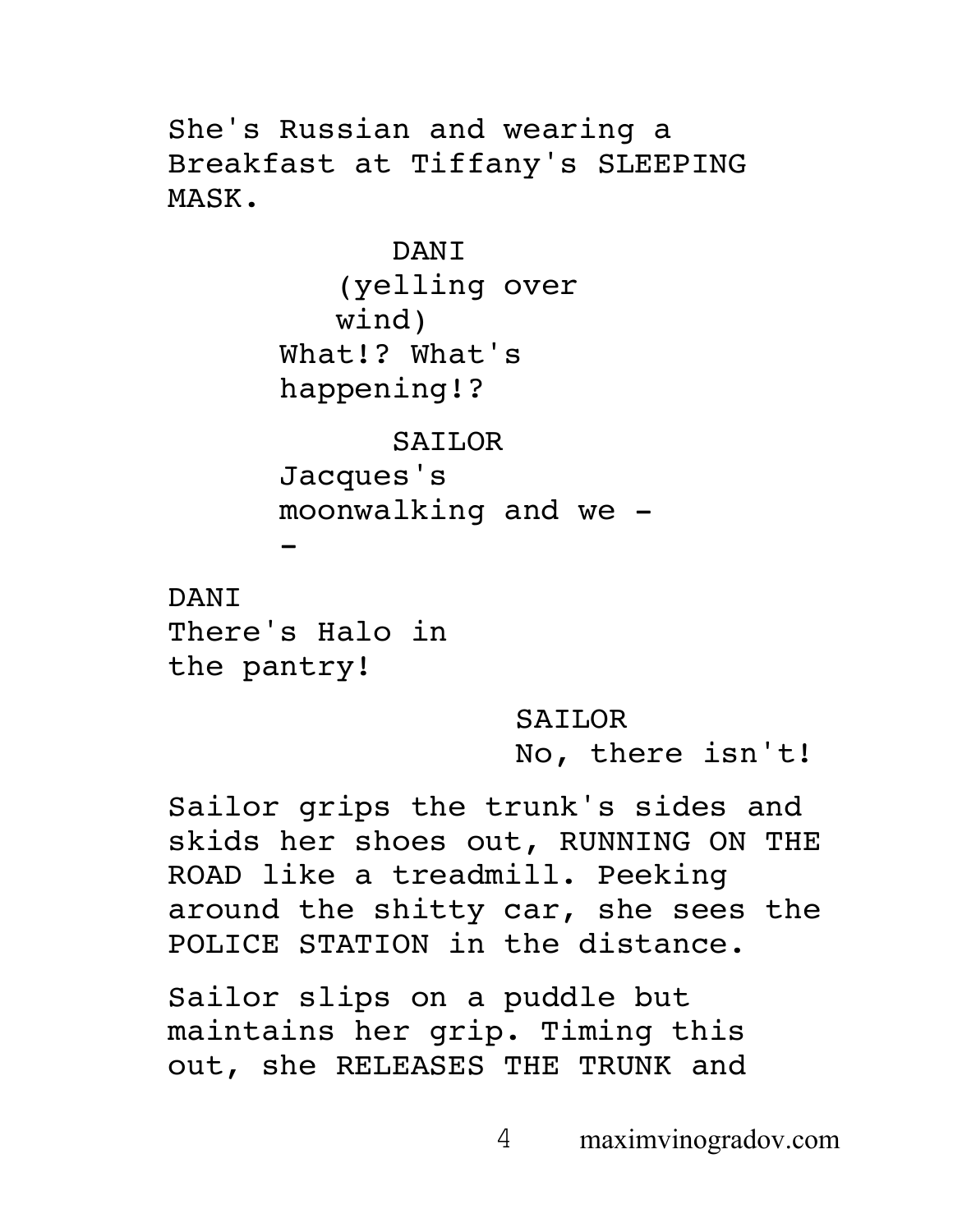She's Russian and wearing a Breakfast at Tiffany's SLEEPING MASK.

DANI
(yelling over wind)
What!? What's happening!?

SAILOR
Jacques's moonwalking and we --

DANI
There's Halo in the pantry!

SAILOR
No, there isn't!

Sailor grips the trunk's sides and skids her shoes out, RUNNING ON THE ROAD like a treadmill. Peeking around the shitty car, she sees the POLICE STATION in the distance.

Sailor slips on a puddle but maintains her grip. Timing this out, she RELEASES THE TRUNK and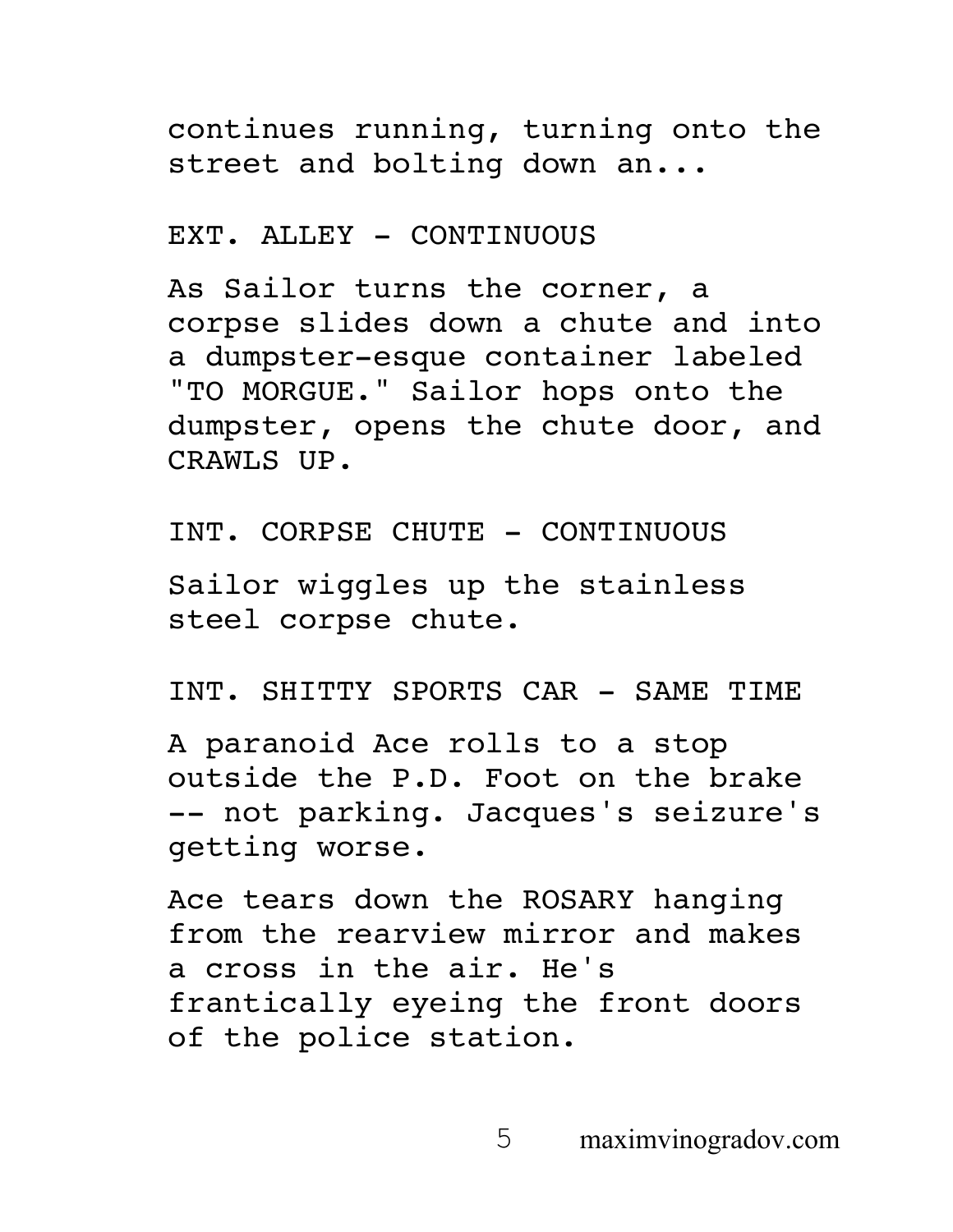continues running, turning onto the street and bolting down an...

EXT. ALLEY - CONTINUOUS

As Sailor turns the corner, a corpse slides down a chute and into a dumpster-esque container labeled "TO MORGUE." Sailor hops onto the dumpster, opens the chute door, and CRAWLS UP.

INT. CORPSE CHUTE - CONTINUOUS

Sailor wiggles up the stainless steel corpse chute.

INT. SHITTY SPORTS CAR - SAME TIME

A paranoid Ace rolls to a stop outside the P.D. Foot on the brake -- not parking. Jacques's seizure's getting worse.

Ace tears down the ROSARY hanging from the rearview mirror and makes a cross in the air. He's frantically eyeing the front doors of the police station.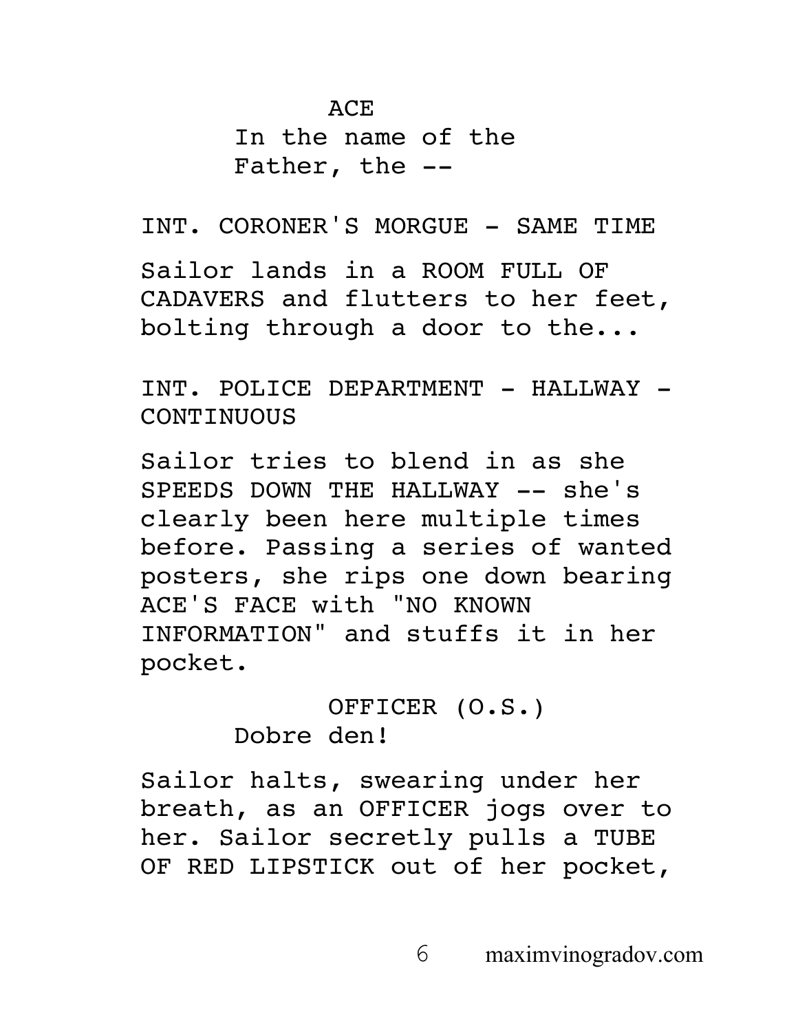ACE

In the name of the Father, the --

INT. CORONER'S MORGUE - SAME TIME

Sailor lands in a ROOM FULL OF CADAVERS and flutters to her feet, bolting through a door to the...

INT. POLICE DEPARTMENT - HALLWAY - CONTINUOUS

Sailor tries to blend in as she SPEEDS DOWN THE HALLWAY -- she's clearly been here multiple times before. Passing a series of wanted posters, she rips one down bearing ACE'S FACE with "NO KNOWN INFORMATION" and stuffs it in her pocket.

OFFICER (O.S.)

Dobre den!

Sailor halts, swearing under her breath, as an OFFICER jogs over to her. Sailor secretly pulls a TUBE OF RED LIPSTICK out of her pocket,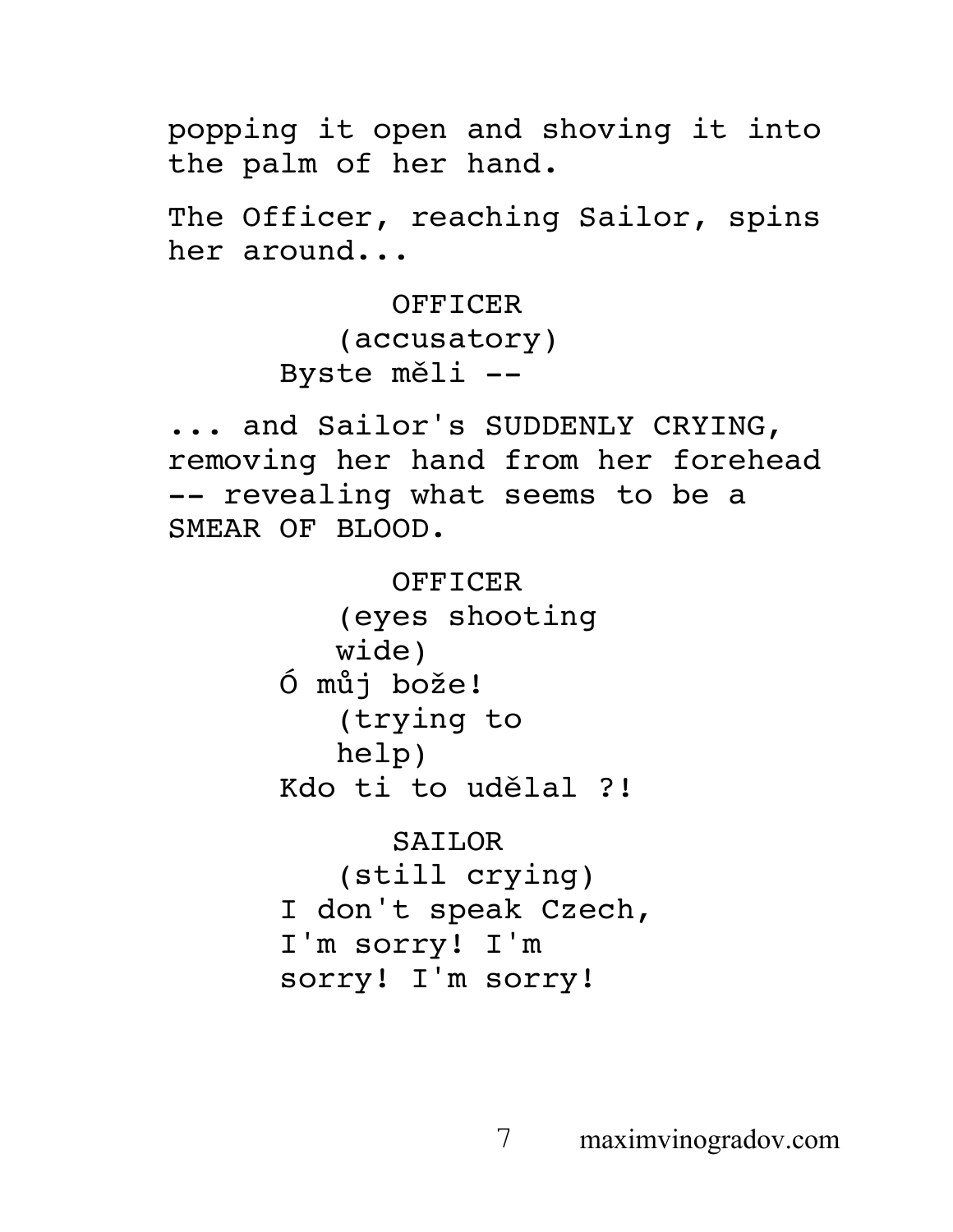popping it open and shoving it into the palm of her hand.

The Officer, reaching Sailor, spins her around...

OFFICER
(accusatory)
Byste měli --

... and Sailor's SUDDENLY CRYING, removing her hand from her forehead -- revealing what seems to be a SMEAR OF BLOOD.

OFFICER
(eyes shooting wide)
Ó můj bože!
(trying to help)
Kdo ti to udělal ?!

SAILOR
(still crying)
I don't speak Czech, I'm sorry! I'm sorry! I'm sorry!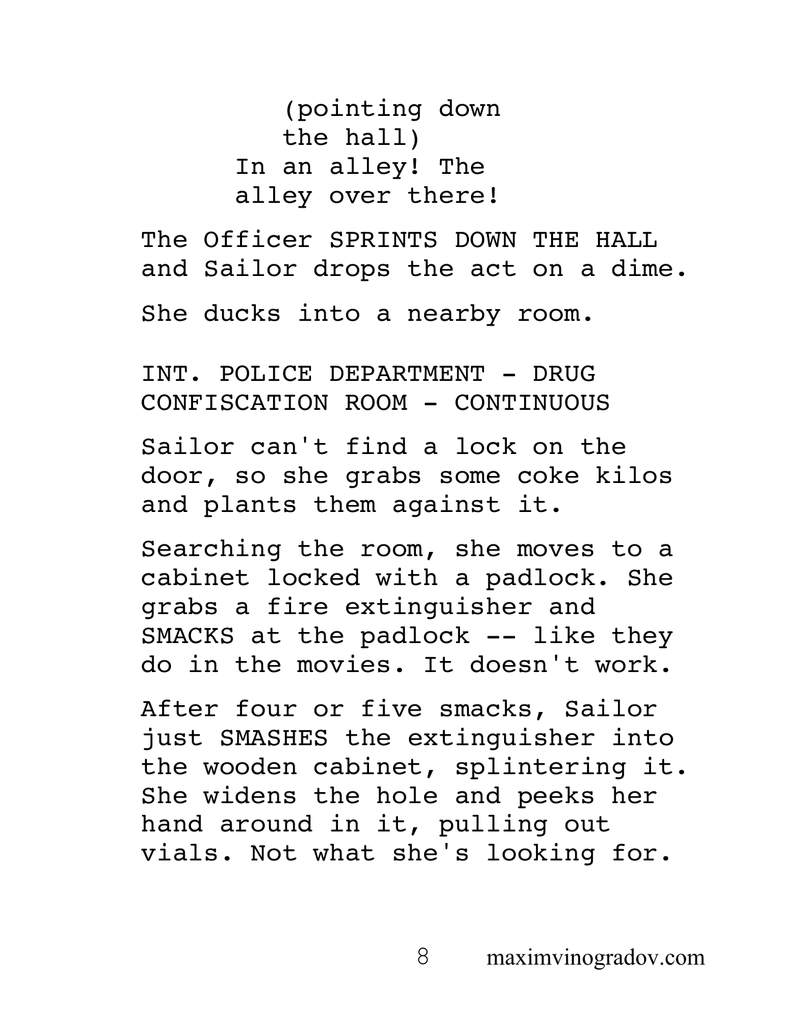(pointing down the hall)
In an alley! The alley over there!

The Officer SPRINTS DOWN THE HALL and Sailor drops the act on a dime.

She ducks into a nearby room.

INT. POLICE DEPARTMENT - DRUG CONFISCATION ROOM - CONTINUOUS

Sailor can't find a lock on the door, so she grabs some coke kilos and plants them against it.

Searching the room, she moves to a cabinet locked with a padlock. She grabs a fire extinguisher and SMACKS at the padlock -- like they do in the movies. It doesn't work.

After four or five smacks, Sailor just SMASHES the extinguisher into the wooden cabinet, splintering it. She widens the hole and peeks her hand around in it, pulling out vials. Not what she's looking for.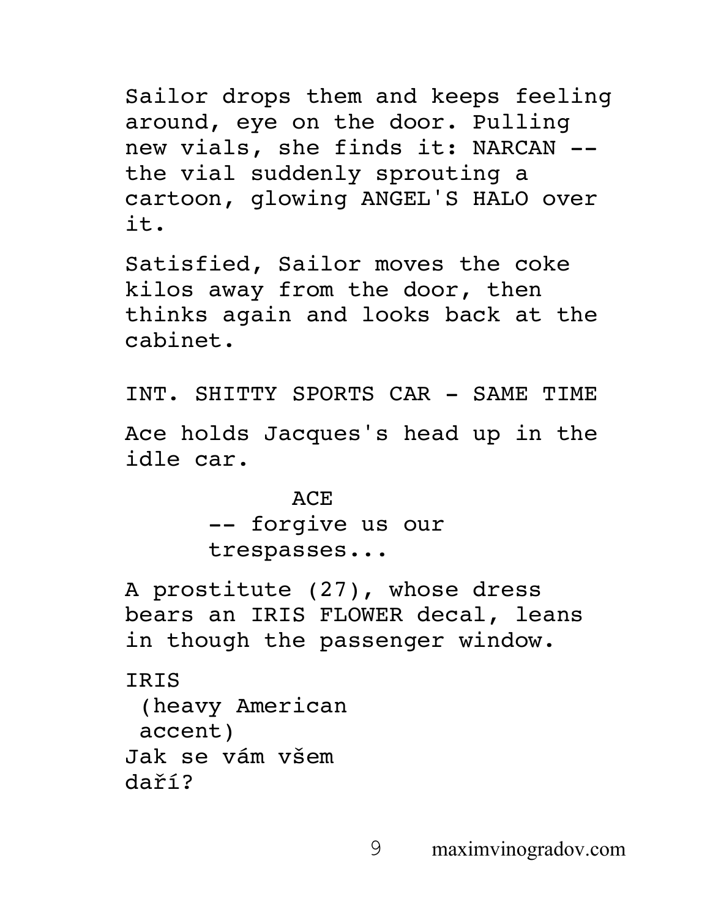Sailor drops them and keeps feeling around, eye on the door. Pulling new vials, she finds it: NARCAN -- the vial suddenly sprouting a cartoon, glowing ANGEL'S HALO over it.

Satisfied, Sailor moves the coke kilos away from the door, then thinks again and looks back at the cabinet.

INT. SHITTY SPORTS CAR - SAME TIME

Ace holds Jacques's head up in the idle car.

ACE
-- forgive us our trespasses...

A prostitute (27), whose dress bears an IRIS FLOWER decal, leans in though the passenger window.

IRIS
(heavy American accent)
Jak se vám všem daří?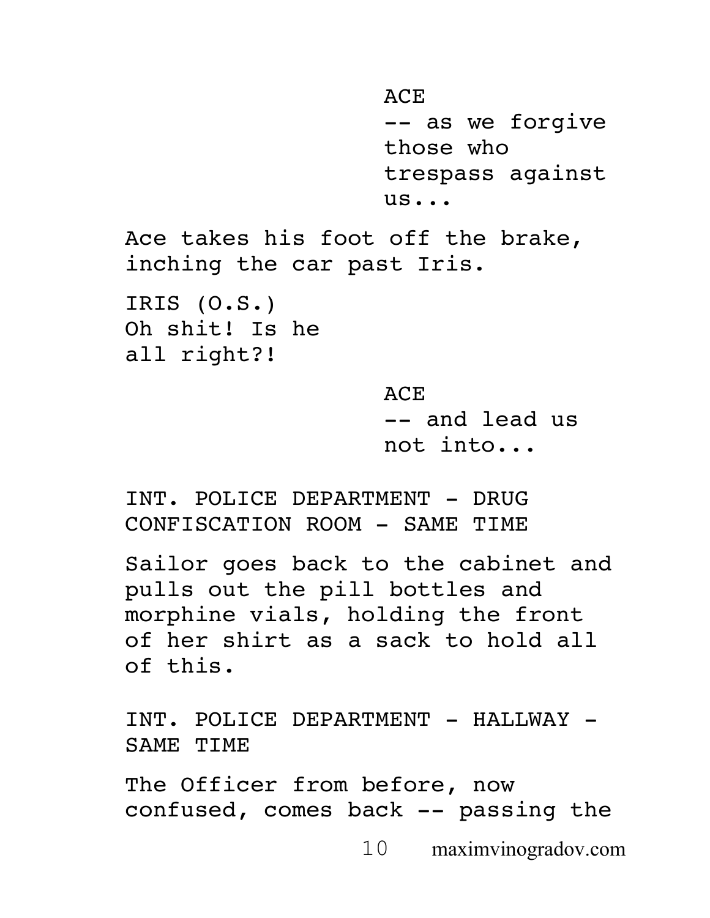ACE
-- as we forgive those who trespass against us...

Ace takes his foot off the brake, inching the car past Iris.

IRIS (O.S.)
Oh shit! Is he all right?!

ACE
-- and lead us not into...

INT. POLICE DEPARTMENT - DRUG CONFISCATION ROOM - SAME TIME

Sailor goes back to the cabinet and pulls out the pill bottles and morphine vials, holding the front of her shirt as a sack to hold all of this.

INT. POLICE DEPARTMENT - HALLWAY - SAME TIME

The Officer from before, now confused, comes back -- passing the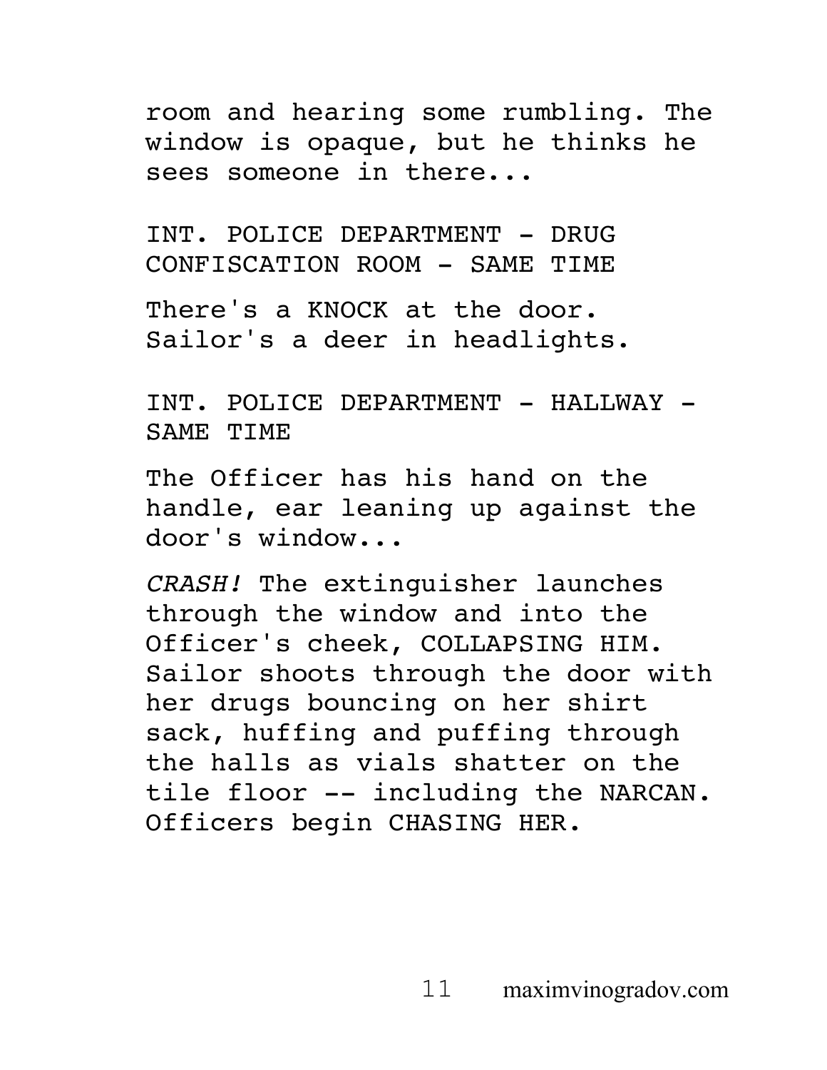room and hearing some rumbling. The window is opaque, but he thinks he sees someone in there...

INT. POLICE DEPARTMENT - DRUG CONFISCATION ROOM - SAME TIME

There's a KNOCK at the door. Sailor's a deer in headlights.

INT. POLICE DEPARTMENT - HALLWAY - SAME TIME

The Officer has his hand on the handle, ear leaning up against the door's window...

*CRASH!* The extinguisher launches through the window and into the Officer's cheek, COLLAPSING HIM. Sailor shoots through the door with her drugs bouncing on her shirt sack, huffing and puffing through the halls as vials shatter on the tile floor -- including the NARCAN. Officers begin CHASING HER.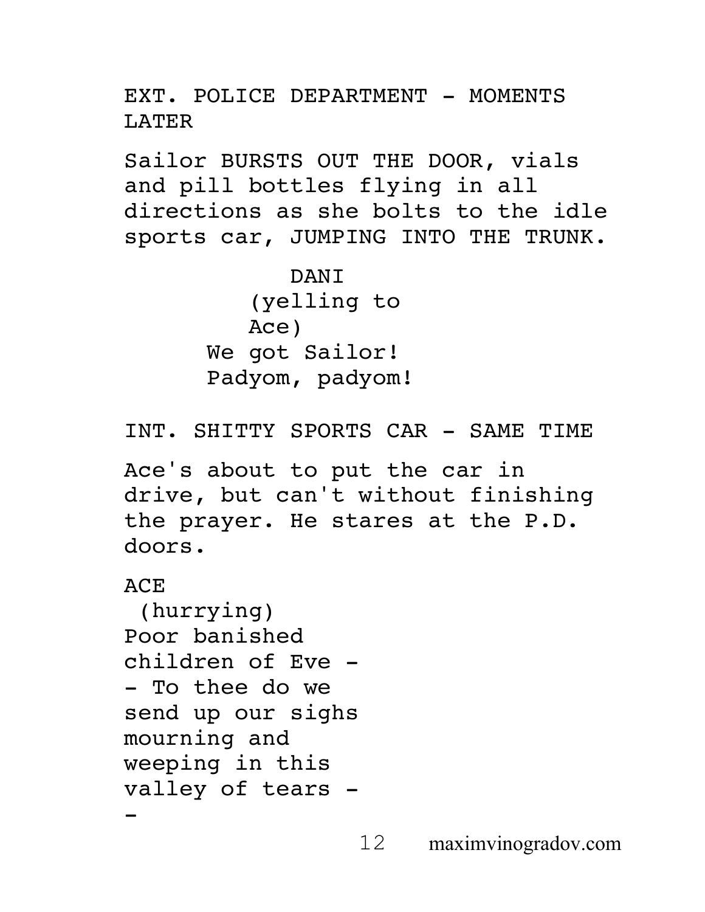EXT. POLICE DEPARTMENT - MOMENTS LATER

Sailor BURSTS OUT THE DOOR, vials and pill bottles flying in all directions as she bolts to the idle sports car, JUMPING INTO THE TRUNK.

DANI
(yelling to Ace)
We got Sailor! Padyom, padyom!

INT. SHITTY SPORTS CAR - SAME TIME

Ace's about to put the car in drive, but can't without finishing the prayer. He stares at the P.D. doors.

ACE
(hurrying)
Poor banished children of Eve -
- To thee do we send up our sighs mourning and weeping in this valley of tears -
-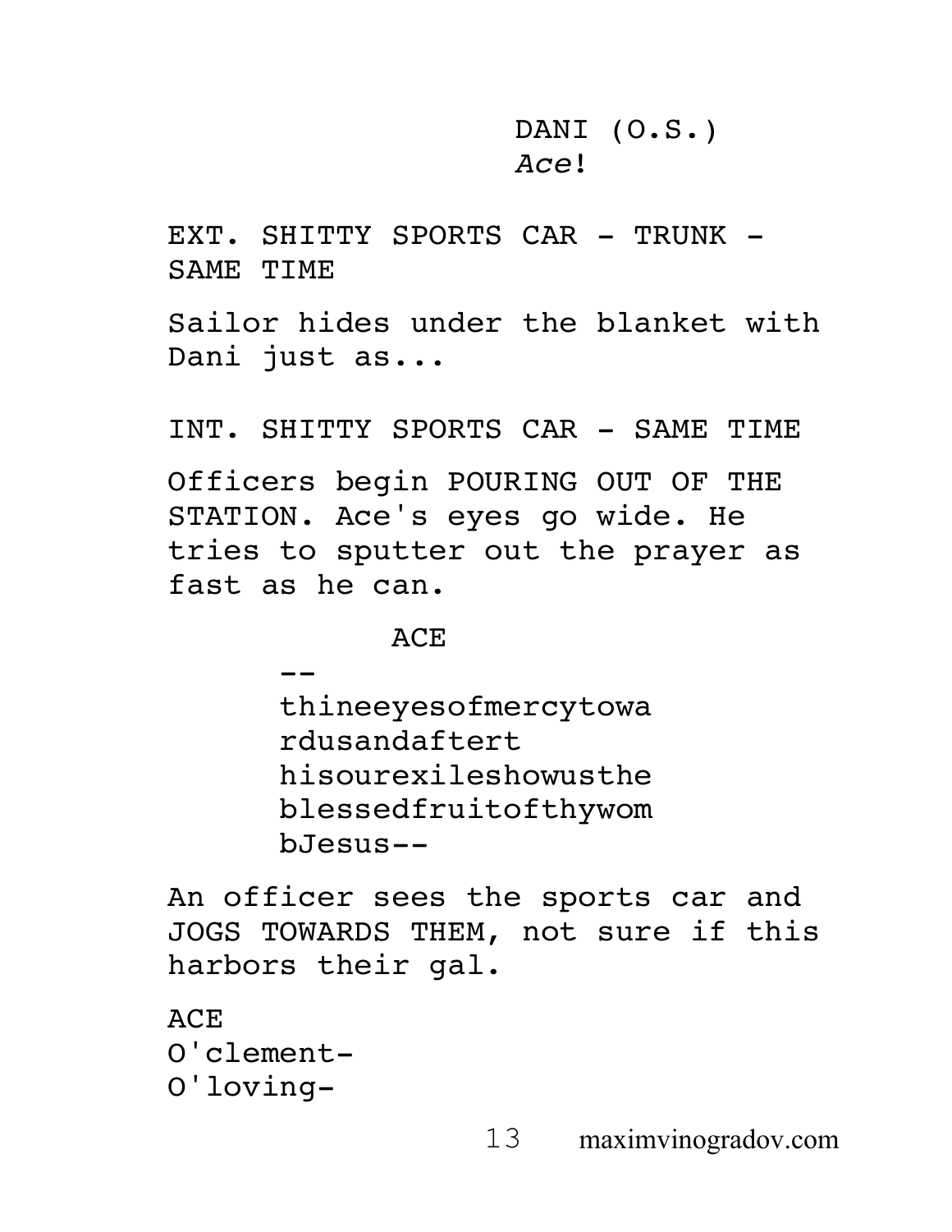DANI (O.S.)
*Ace*!

EXT. SHITTY SPORTS CAR - TRUNK - SAME TIME

Sailor hides under the blanket with Dani just as...

INT. SHITTY SPORTS CAR - SAME TIME

Officers begin POURING OUT OF THE STATION. Ace's eyes go wide. He tries to sputter out the prayer as fast as he can.

ACE
--thineeyesofmercytowardusandaftert hisourexileshowusthe blessedfruitofthywom bJesus--

An officer sees the sports car and JOGS TOWARDS THEM, not sure if this harbors their gal.

ACE
O'clement-
O'loving-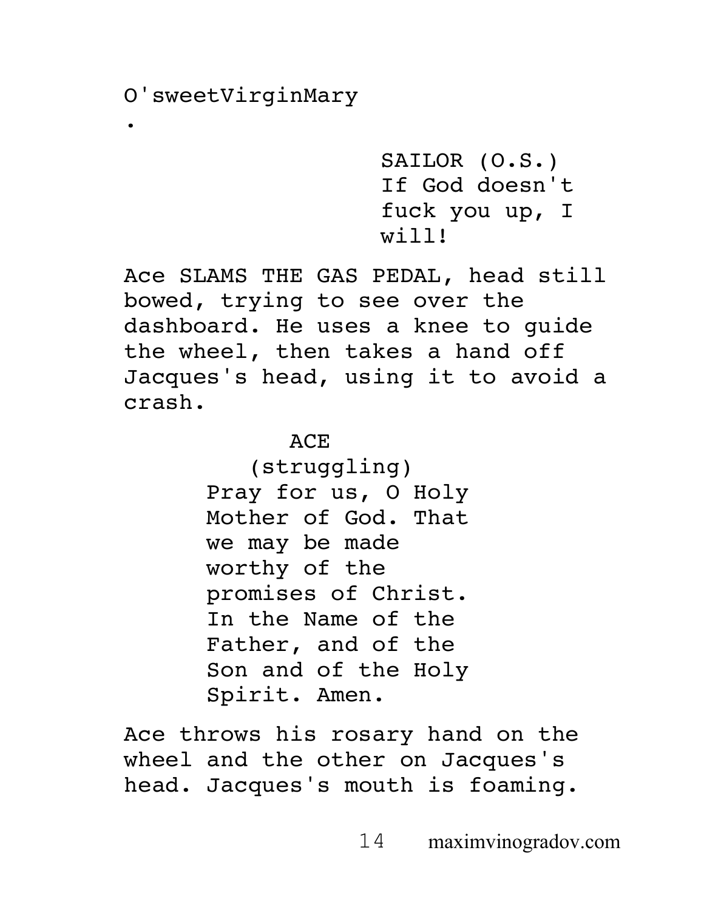O'sweetVirginMary

.

SAILOR (O.S.)
If God doesn't fuck you up, I will!

Ace SLAMS THE GAS PEDAL, head still bowed, trying to see over the dashboard. He uses a knee to guide the wheel, then takes a hand off Jacques's head, using it to avoid a crash.

ACE
(struggling)
Pray for us, O Holy Mother of God. That we may be made worthy of the promises of Christ. In the Name of the Father, and of the Son and of the Holy Spirit. Amen.

Ace throws his rosary hand on the wheel and the other on Jacques's head. Jacques's mouth is foaming.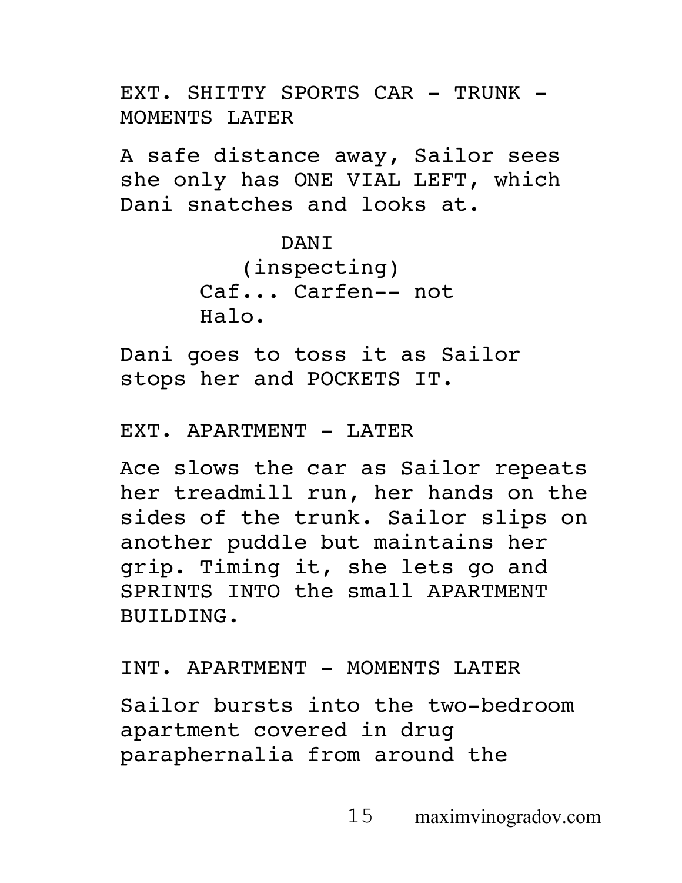EXT. SHITTY SPORTS CAR - TRUNK - MOMENTS LATER

A safe distance away, Sailor sees she only has ONE VIAL LEFT, which Dani snatches and looks at.

DANI
(inspecting)
Caf... Carfen-- not Halo.

Dani goes to toss it as Sailor stops her and POCKETS IT.

EXT. APARTMENT - LATER

Ace slows the car as Sailor repeats her treadmill run, her hands on the sides of the trunk. Sailor slips on another puddle but maintains her grip. Timing it, she lets go and SPRINTS INTO the small APARTMENT BUILDING.

INT. APARTMENT - MOMENTS LATER

Sailor bursts into the two-bedroom apartment covered in drug paraphernalia from around the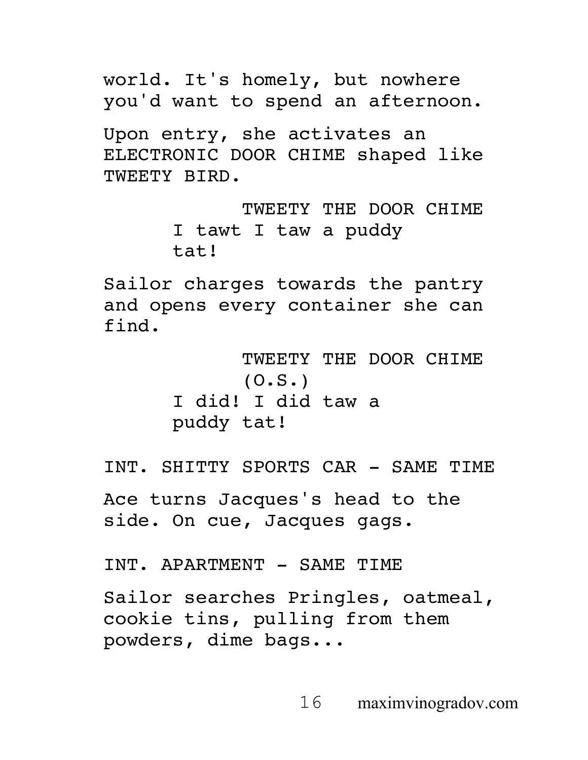world. It's homely, but nowhere you'd want to spend an afternoon.

Upon entry, she activates an ELECTRONIC DOOR CHIME shaped like TWEETY BIRD.

TWEETY THE DOOR CHIME
I tawt I taw a puddy tat!

Sailor charges towards the pantry and opens every container she can find.

TWEETY THE DOOR CHIME
(O.S.)
I did! I did taw a puddy tat!

INT. SHITTY SPORTS CAR - SAME TIME

Ace turns Jacques's head to the side. On cue, Jacques gags.

INT. APARTMENT - SAME TIME

Sailor searches Pringles, oatmeal, cookie tins, pulling from them powders, dime bags...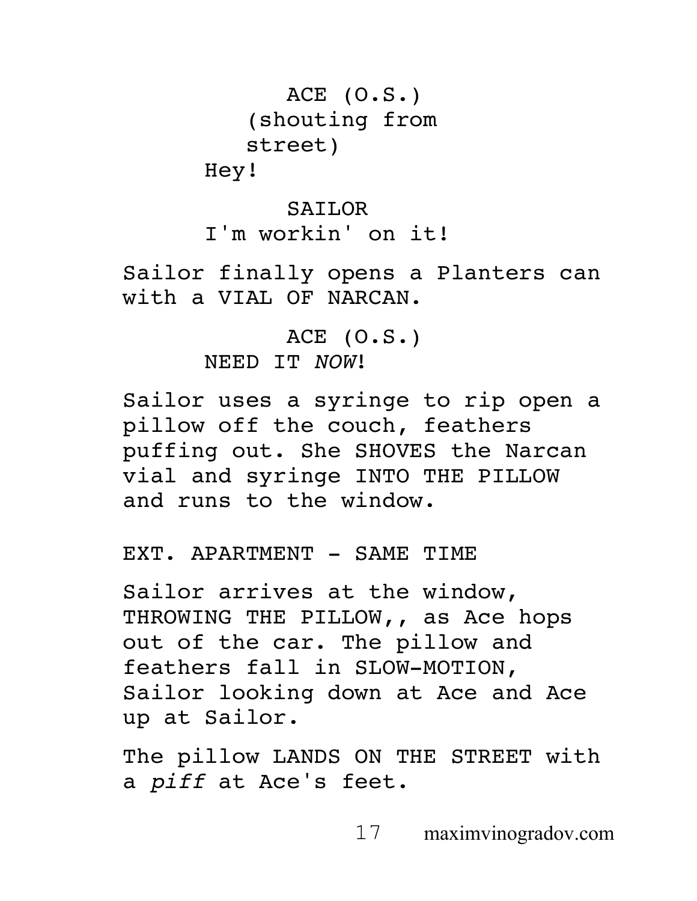ACE (O.S.)
(shouting from
street)
Hey!

SAILOR
I'm workin' on it!

Sailor finally opens a Planters can with a VIAL OF NARCAN.

ACE (O.S.)
NEED IT *NOW*!

Sailor uses a syringe to rip open a pillow off the couch, feathers puffing out. She SHOVES the Narcan vial and syringe INTO THE PILLOW and runs to the window.

EXT. APARTMENT - SAME TIME

Sailor arrives at the window, THROWING THE PILLOW,, as Ace hops out of the car. The pillow and feathers fall in SLOW-MOTION, Sailor looking down at Ace and Ace up at Sailor.

The pillow LANDS ON THE STREET with a *piff* at Ace's feet.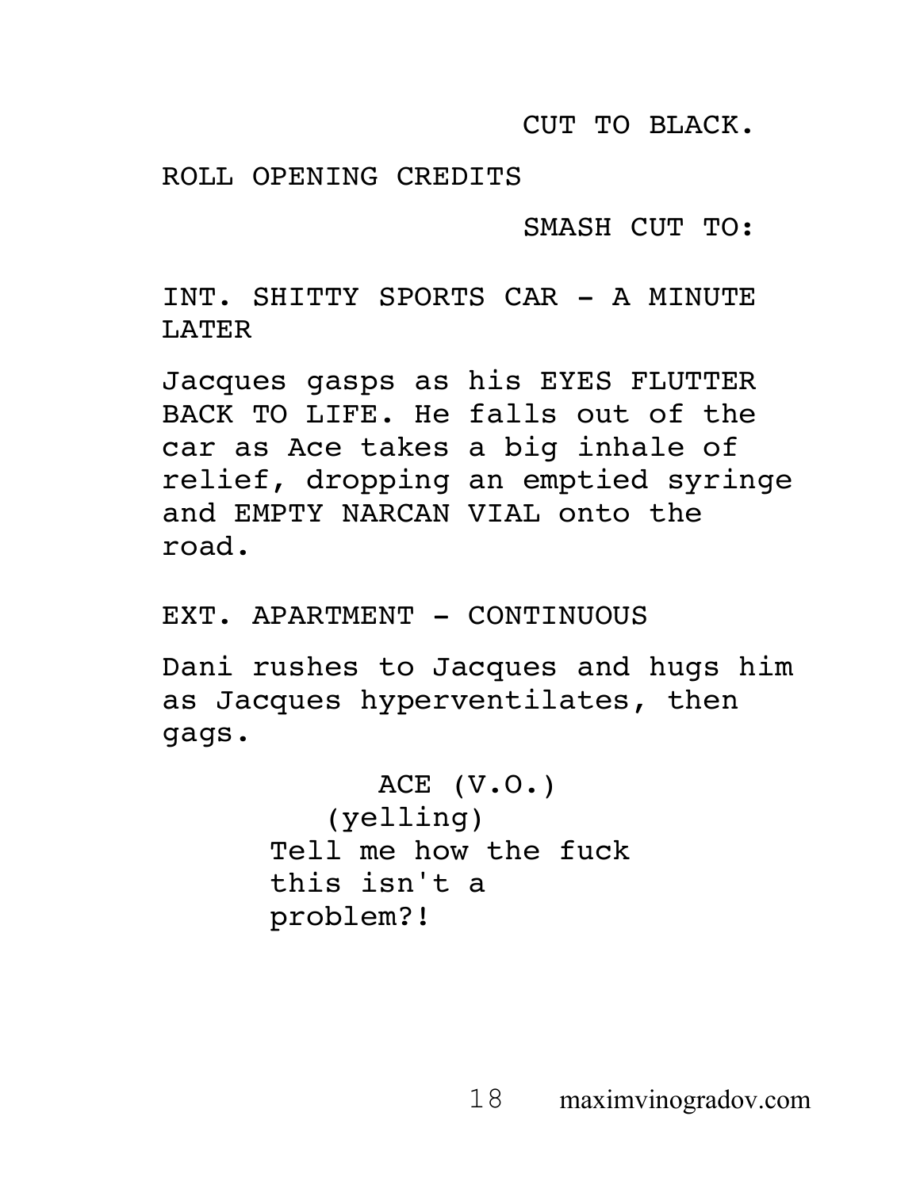CUT TO BLACK.

ROLL OPENING CREDITS

SMASH CUT TO:

INT. SHITTY SPORTS CAR - A MINUTE LATER

Jacques gasps as his EYES FLUTTER BACK TO LIFE. He falls out of the car as Ace takes a big inhale of relief, dropping an emptied syringe and EMPTY NARCAN VIAL onto the road.

EXT. APARTMENT - CONTINUOUS

Dani rushes to Jacques and hugs him as Jacques hyperventilates, then gags.

ACE (V.O.)
(yelling)
Tell me how the fuck this isn't a problem?!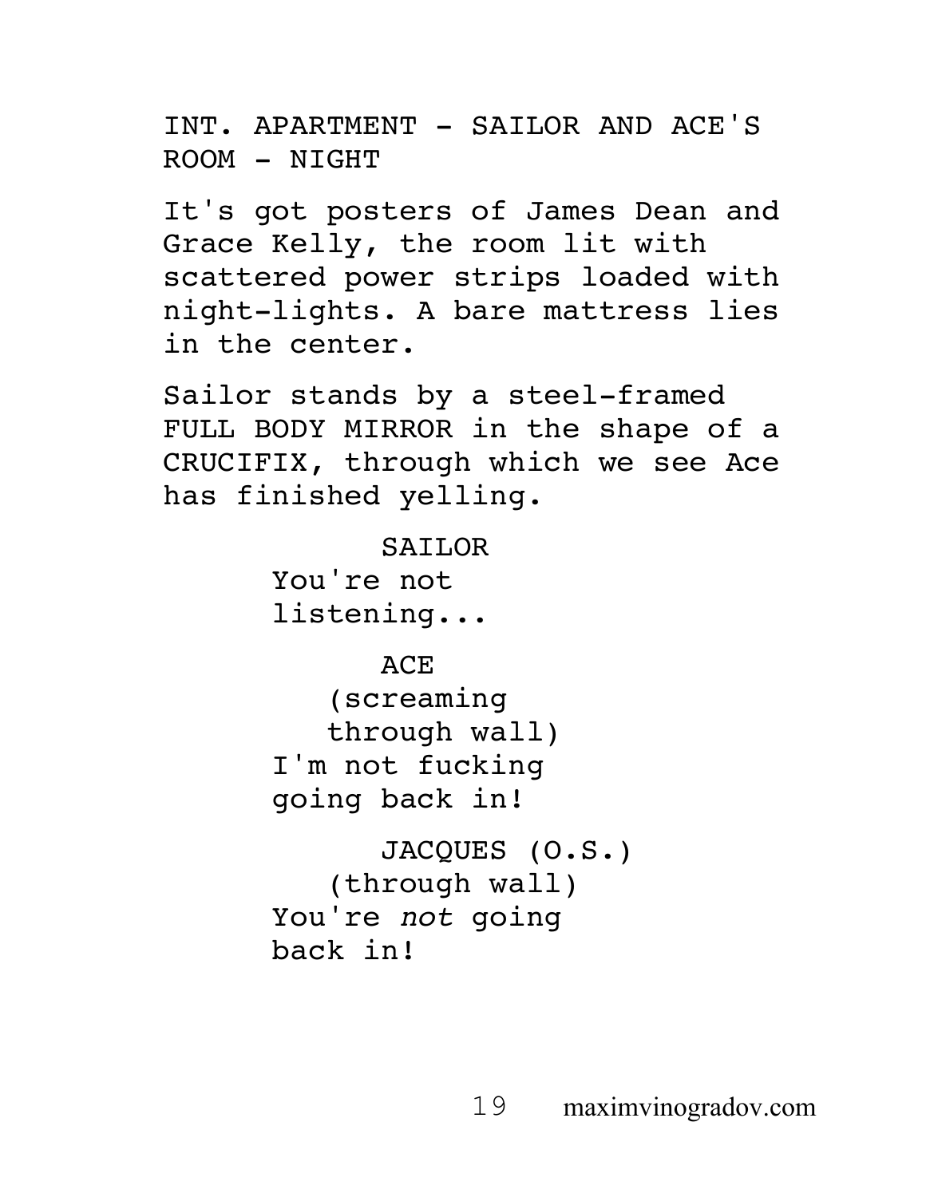INT. APARTMENT - SAILOR AND ACE'S ROOM - NIGHT

It's got posters of James Dean and Grace Kelly, the room lit with scattered power strips loaded with night-lights. A bare mattress lies in the center.

Sailor stands by a steel-framed FULL BODY MIRROR in the shape of a CRUCIFIX, through which we see Ace has finished yelling.

SAILOR
You're not listening...

ACE
(screaming through wall)
I'm not fucking going back in!

JACQUES (O.S.)
(through wall)
You're *not* going back in!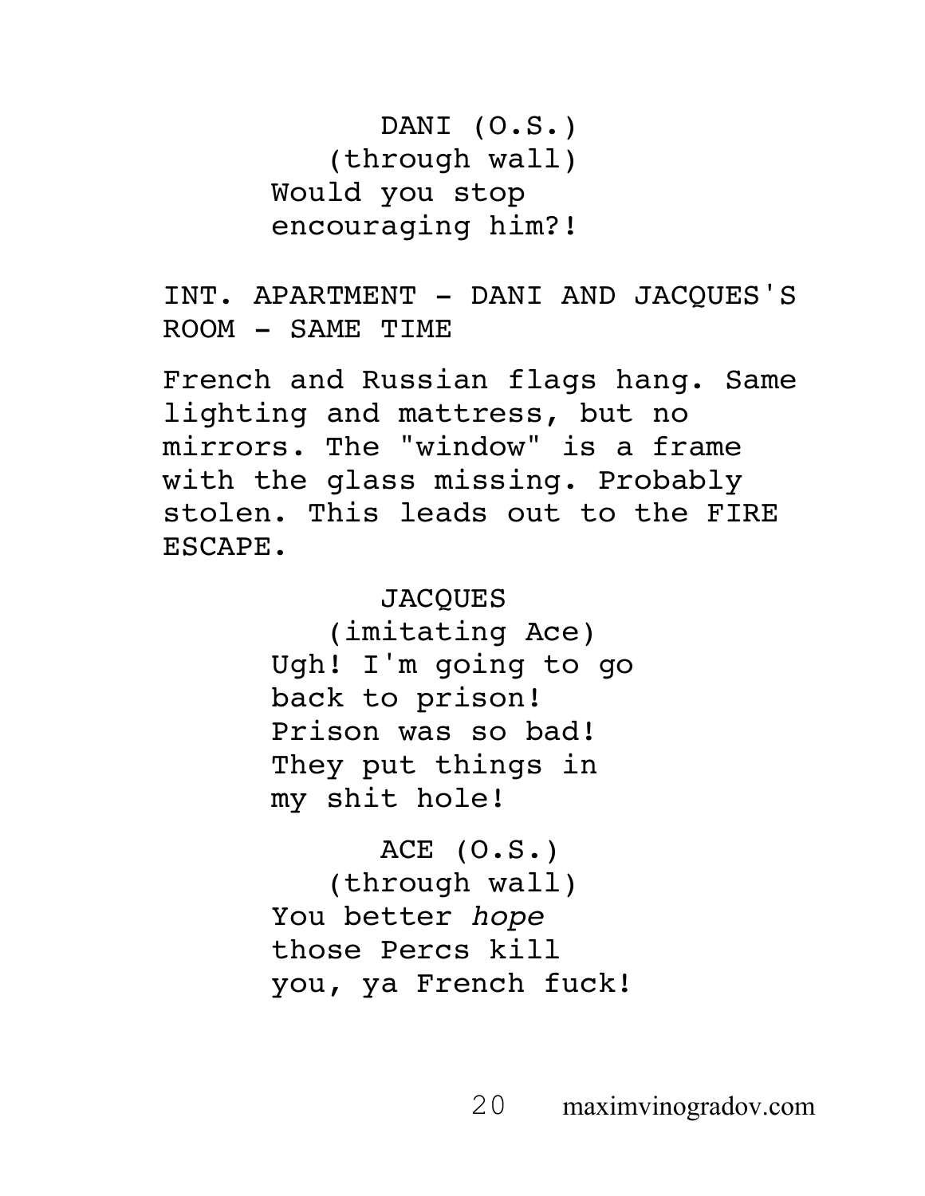DANI (O.S.)
(through wall)
Would you stop encouraging him?!

INT. APARTMENT - DANI AND JACQUES'S ROOM - SAME TIME

French and Russian flags hang. Same lighting and mattress, but no mirrors. The "window" is a frame with the glass missing. Probably stolen. This leads out to the FIRE ESCAPE.

JACQUES
(imitating Ace)
Ugh! I'm going to go back to prison! Prison was so bad! They put things in my shit hole!

ACE (O.S.)
(through wall)
You better *hope* those Percs kill you, ya French fuck!

maximvinogradov.com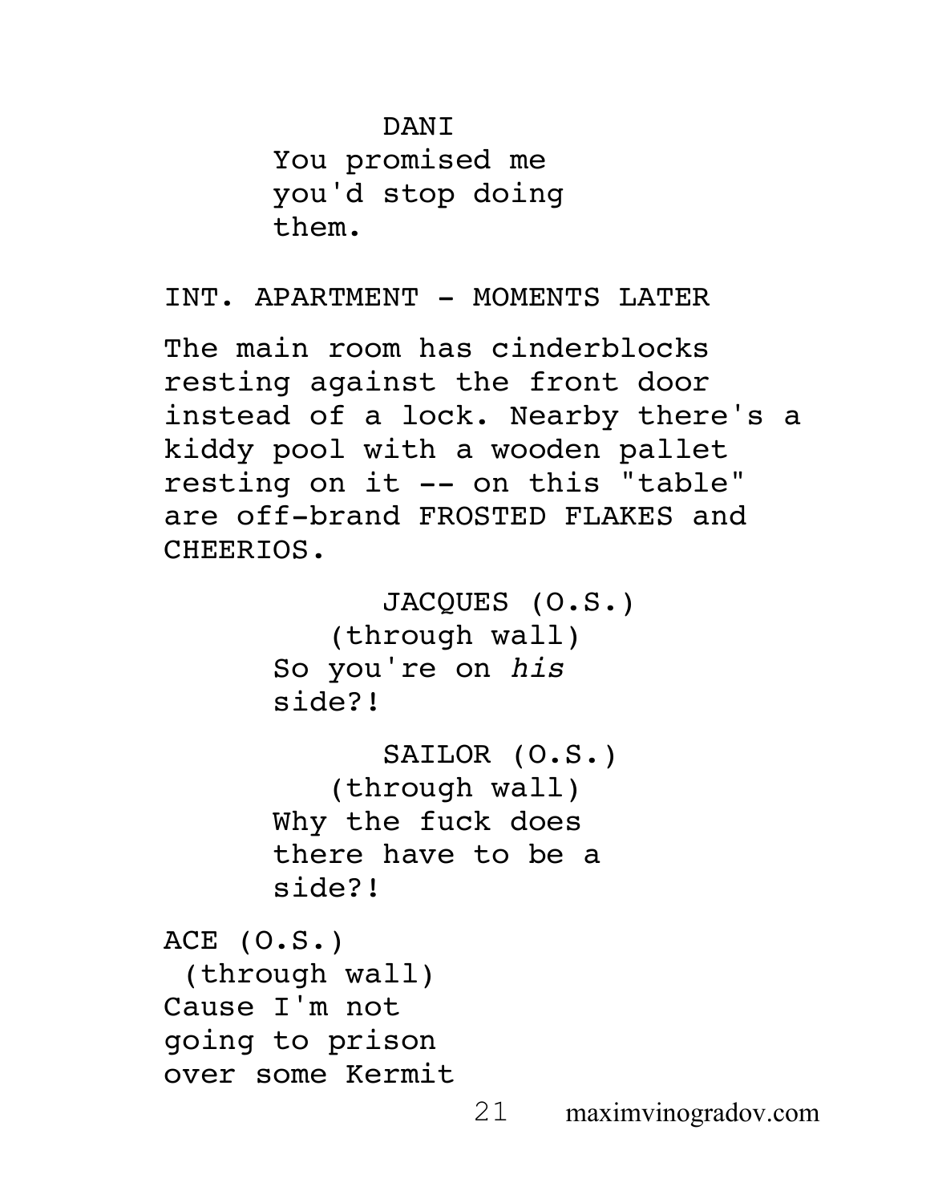DANI
You promised me you'd stop doing them.

INT. APARTMENT - MOMENTS LATER

The main room has cinderblocks resting against the front door instead of a lock. Nearby there's a kiddy pool with a wooden pallet resting on it -- on this "table" are off-brand FROSTED FLAKES and CHEERIOS.

JACQUES (O.S.)
(through wall)
So you're on *his* side?!

SAILOR (O.S.)
(through wall)
Why the fuck does there have to be a side?!

ACE (O.S.)
(through wall)
Cause I'm not going to prison over some Kermit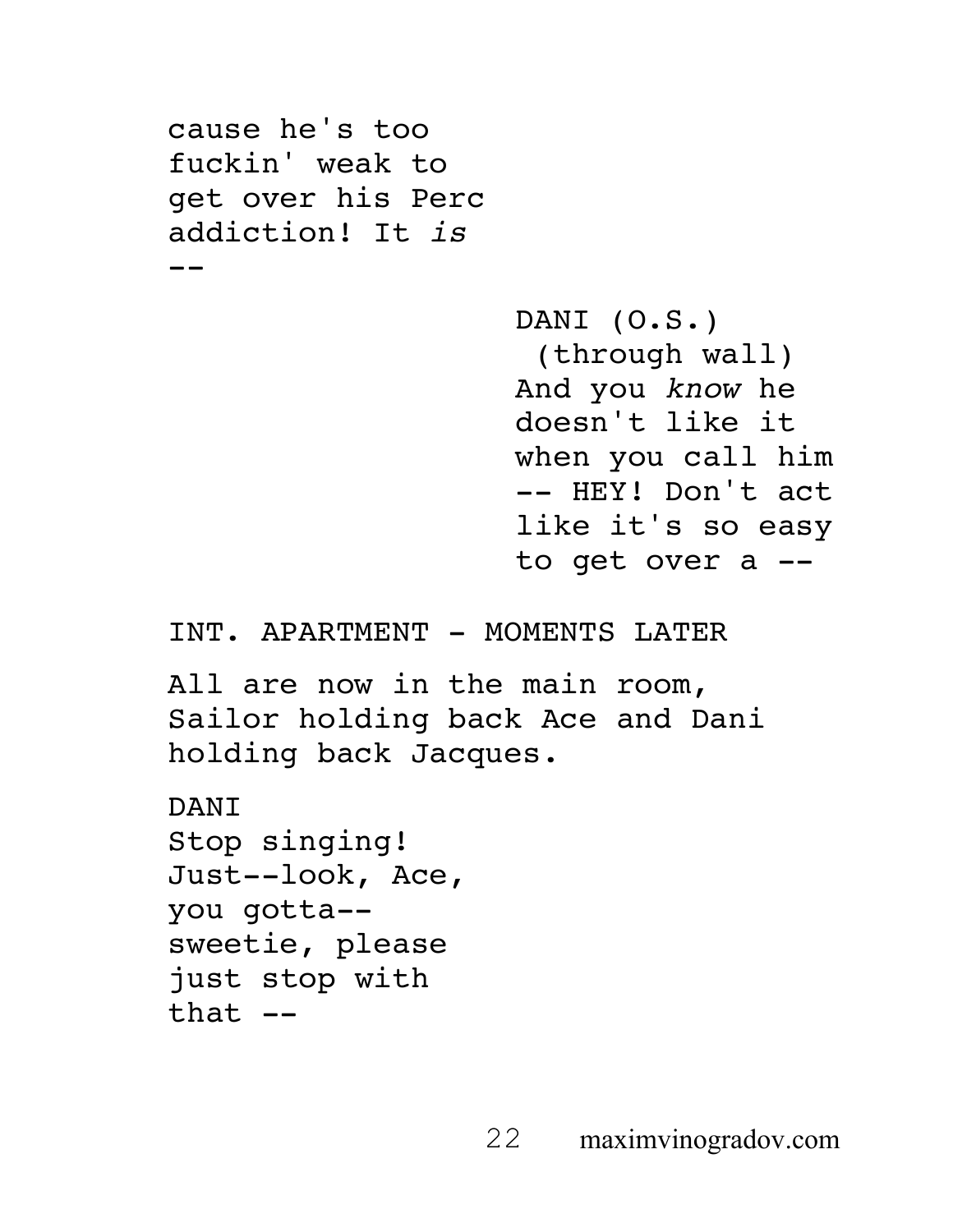cause he's too fuckin' weak to get over his Perc addiction! It *is* --

DANI (O.S.)
(through wall)
And you *know* he doesn't like it when you call him -- HEY! Don't act like it's so easy to get over a --

INT. APARTMENT - MOMENTS LATER

All are now in the main room, Sailor holding back Ace and Dani holding back Jacques.

DANI
Stop singing! Just--look, Ace, you gotta-- sweetie, please just stop with that --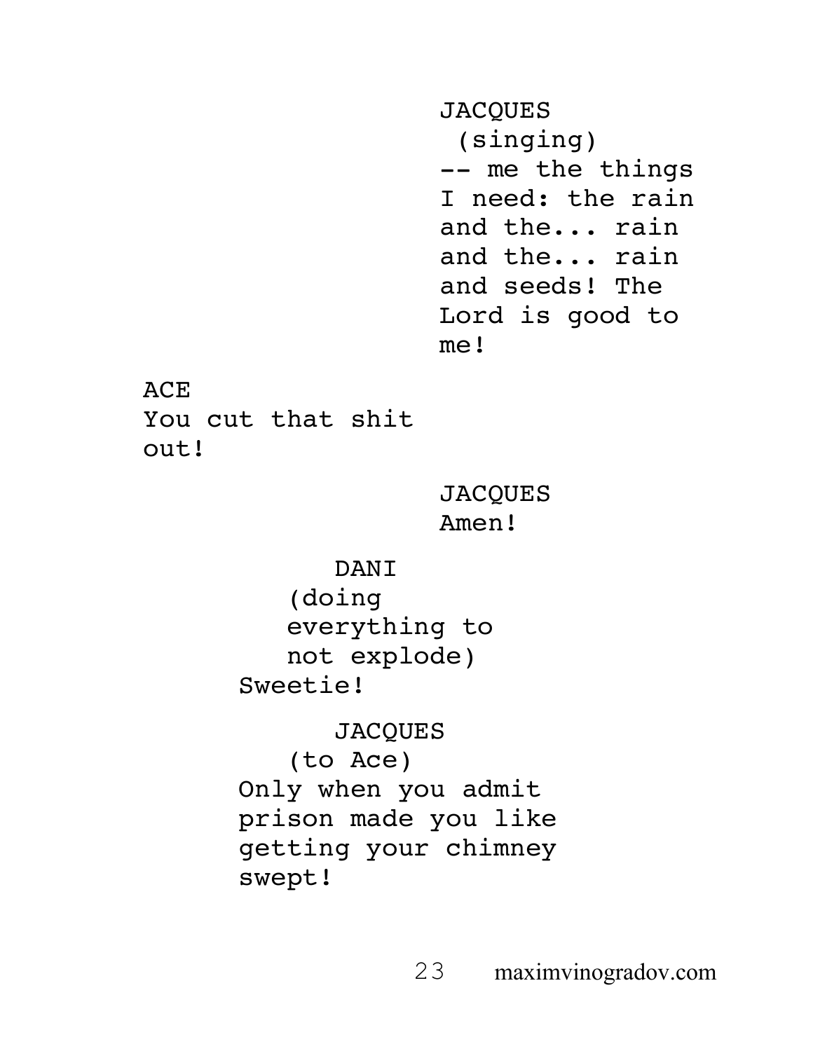JACQUES
(singing)
-- me the things I need: the rain and the... rain and the... rain and seeds! The Lord is good to me!

ACE
You cut that shit out!

JACQUES
Amen!

DANI
(doing everything to not explode)
Sweetie!

JACQUES
(to Ace)
Only when you admit prison made you like getting your chimney swept!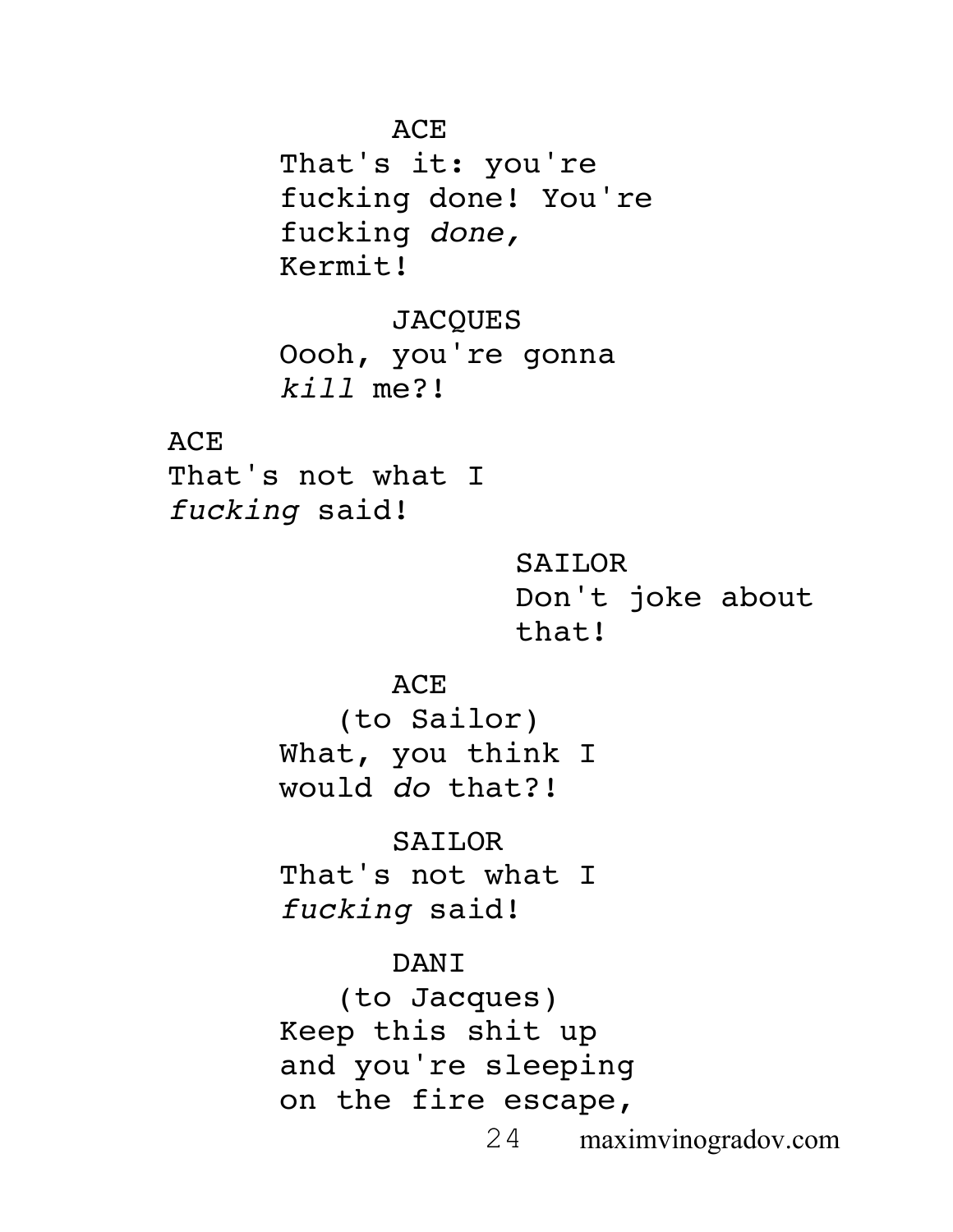ACE

That's it: you're fucking done! You're fucking *done,* Kermit!

JACQUES

Oooh, you're gonna *kill* me?!

ACE

That's not what I *fucking* said!

SAILOR

Don't joke about that!

ACE

(to Sailor)

What, you think I would *do* that?!

SAILOR

That's not what I *fucking* said!

DANI

(to Jacques)

Keep this shit up and you're sleeping on the fire escape,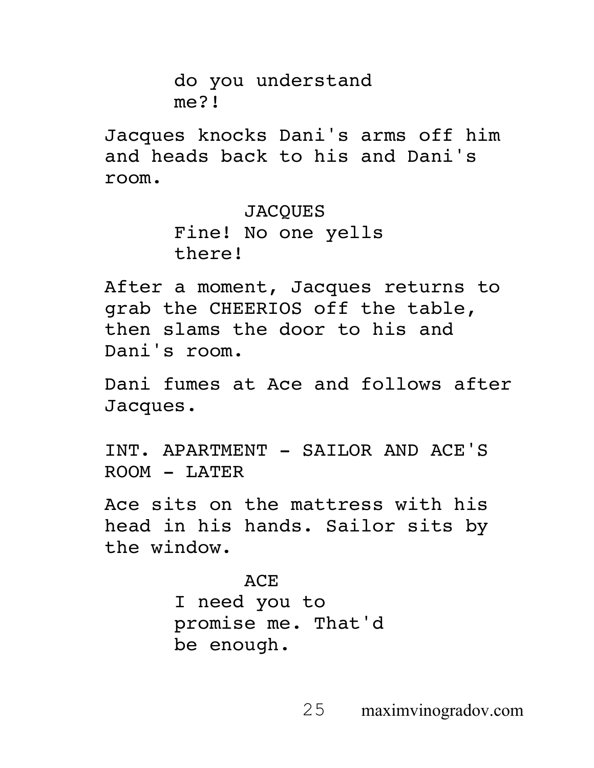do you understand me?!

Jacques knocks Dani's arms off him and heads back to his and Dani's room.

JACQUES

Fine! No one yells there!

After a moment, Jacques returns to grab the CHEERIOS off the table, then slams the door to his and Dani's room.

Dani fumes at Ace and follows after Jacques.

INT. APARTMENT - SAILOR AND ACE'S ROOM - LATER

Ace sits on the mattress with his head in his hands. Sailor sits by the window.

ACE

I need you to promise me. That'd be enough.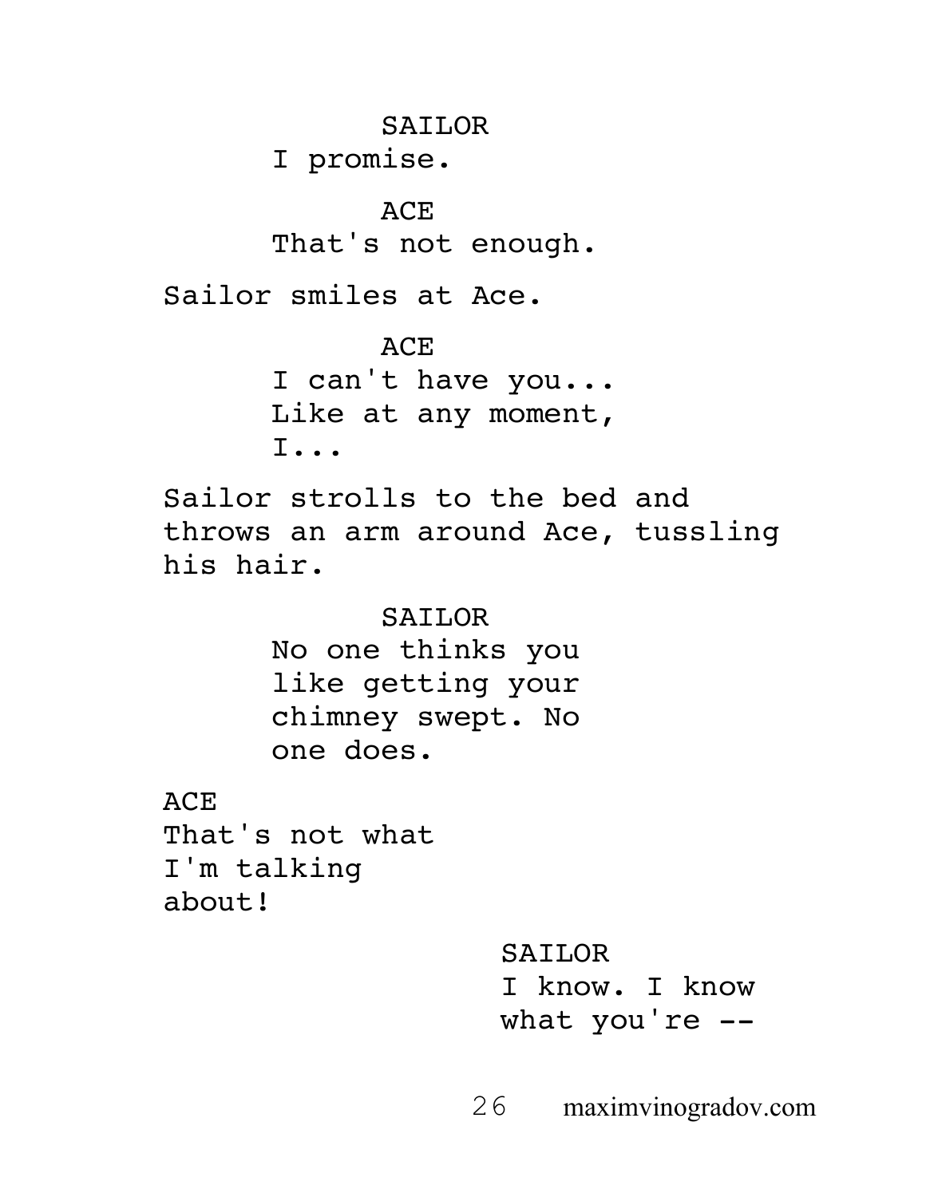SAILOR
I promise.

ACE
That's not enough.

Sailor smiles at Ace.

ACE
I can't have you...
Like at any moment,
I...

Sailor strolls to the bed and throws an arm around Ace, tussling his hair.

SAILOR
No one thinks you like getting your chimney swept. No one does.

ACE
That's not what I'm talking about!

SAILOR
I know. I know what you're --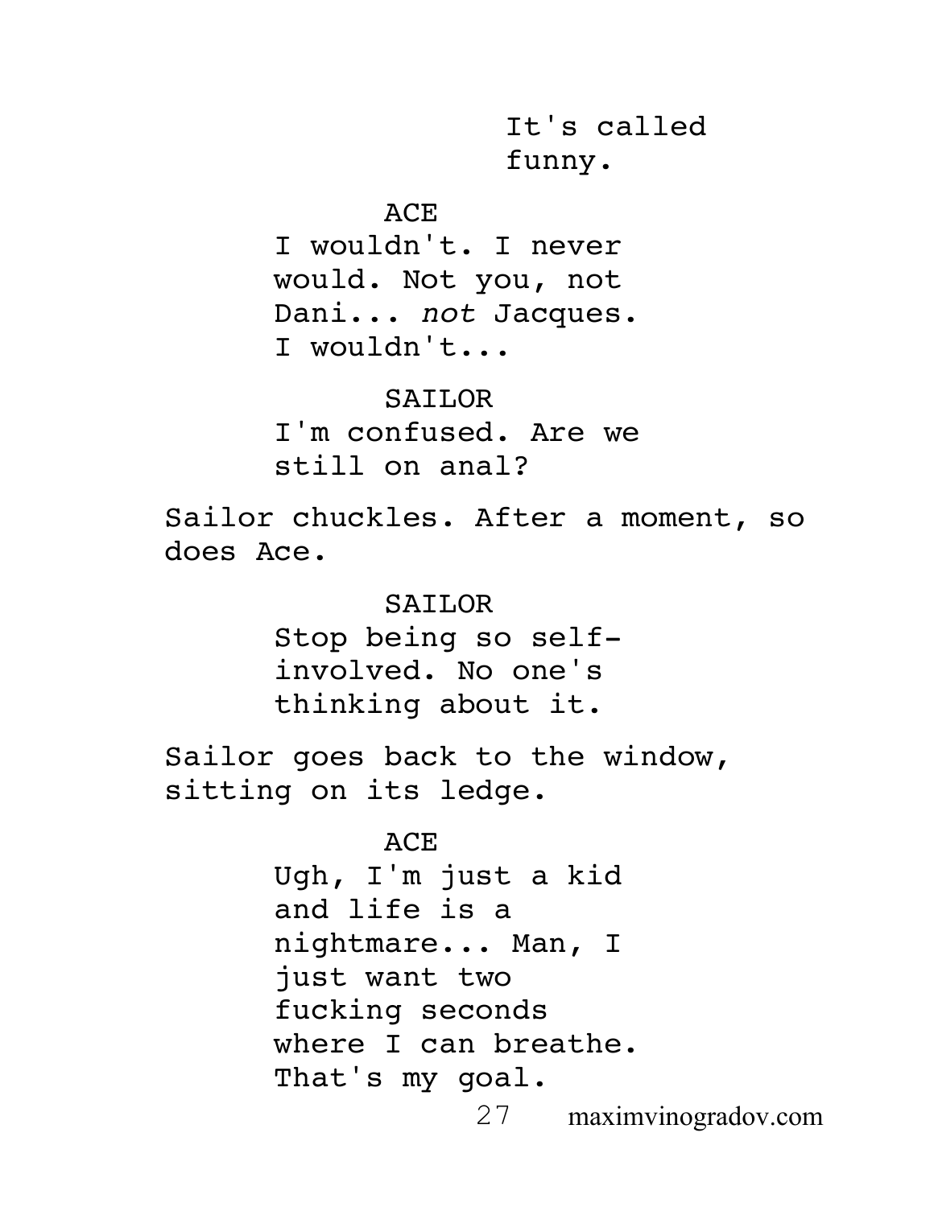It's called funny.

ACE

I wouldn't. I never would. Not you, not Dani... *not* Jacques. I wouldn't...

SAILOR

I'm confused. Are we still on anal?

Sailor chuckles. After a moment, so does Ace.

SAILOR

Stop being so self-involved. No one's thinking about it.

Sailor goes back to the window, sitting on its ledge.

ACE

Ugh, I'm just a kid and life is a nightmare... Man, I just want two fucking seconds where I can breathe. That's my goal.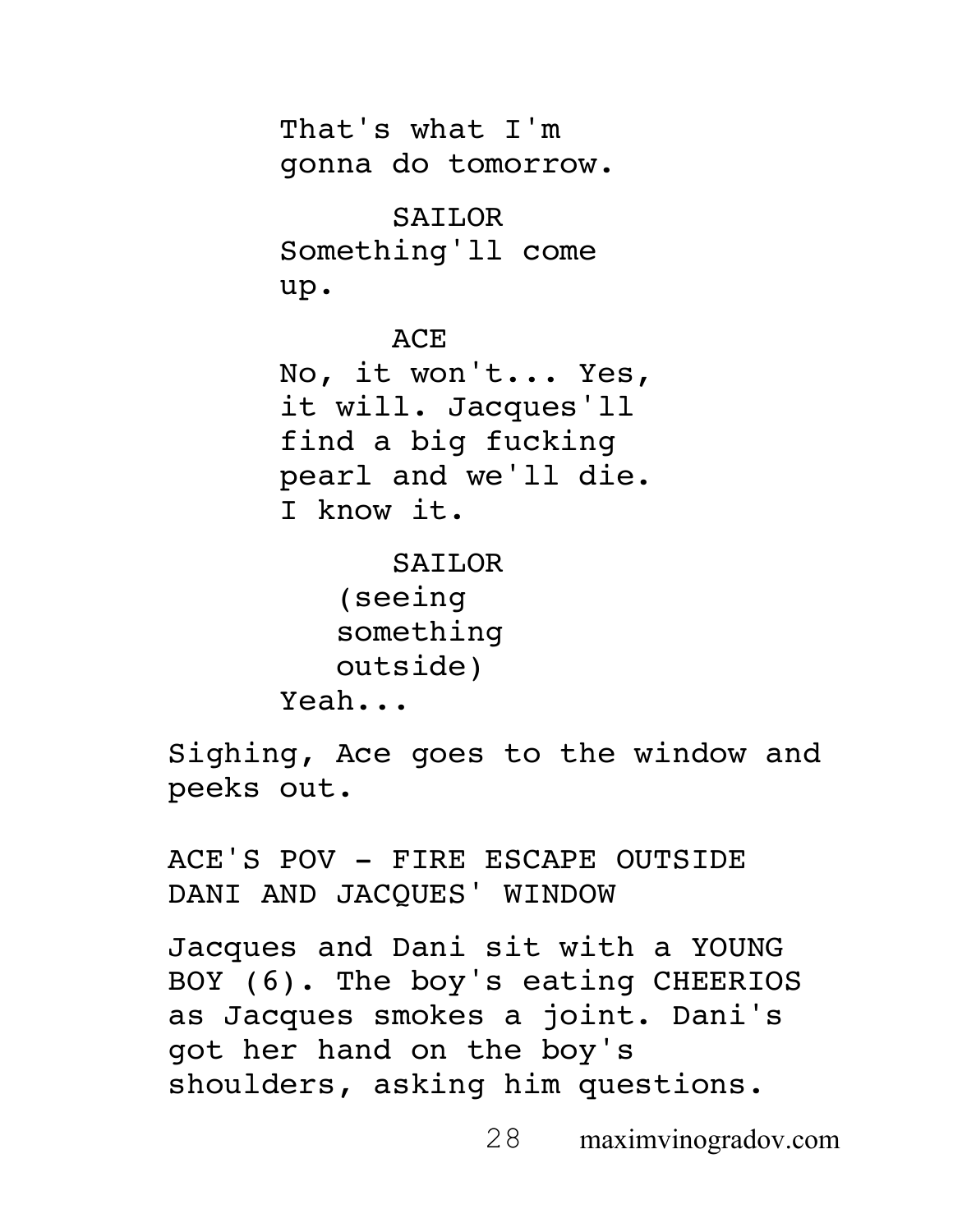That's what I'm gonna do tomorrow.

SAILOR

Something'll come up.

ACE

No, it won't... Yes, it will. Jacques'll find a big fucking pearl and we'll die. I know it.

SAILOR

(seeing something outside)

Yeah...

Sighing, Ace goes to the window and peeks out.

ACE'S POV - FIRE ESCAPE OUTSIDE DANI AND JACQUES' WINDOW

Jacques and Dani sit with a YOUNG BOY (6). The boy's eating CHEERIOS as Jacques smokes a joint. Dani's got her hand on the boy's shoulders, asking him questions.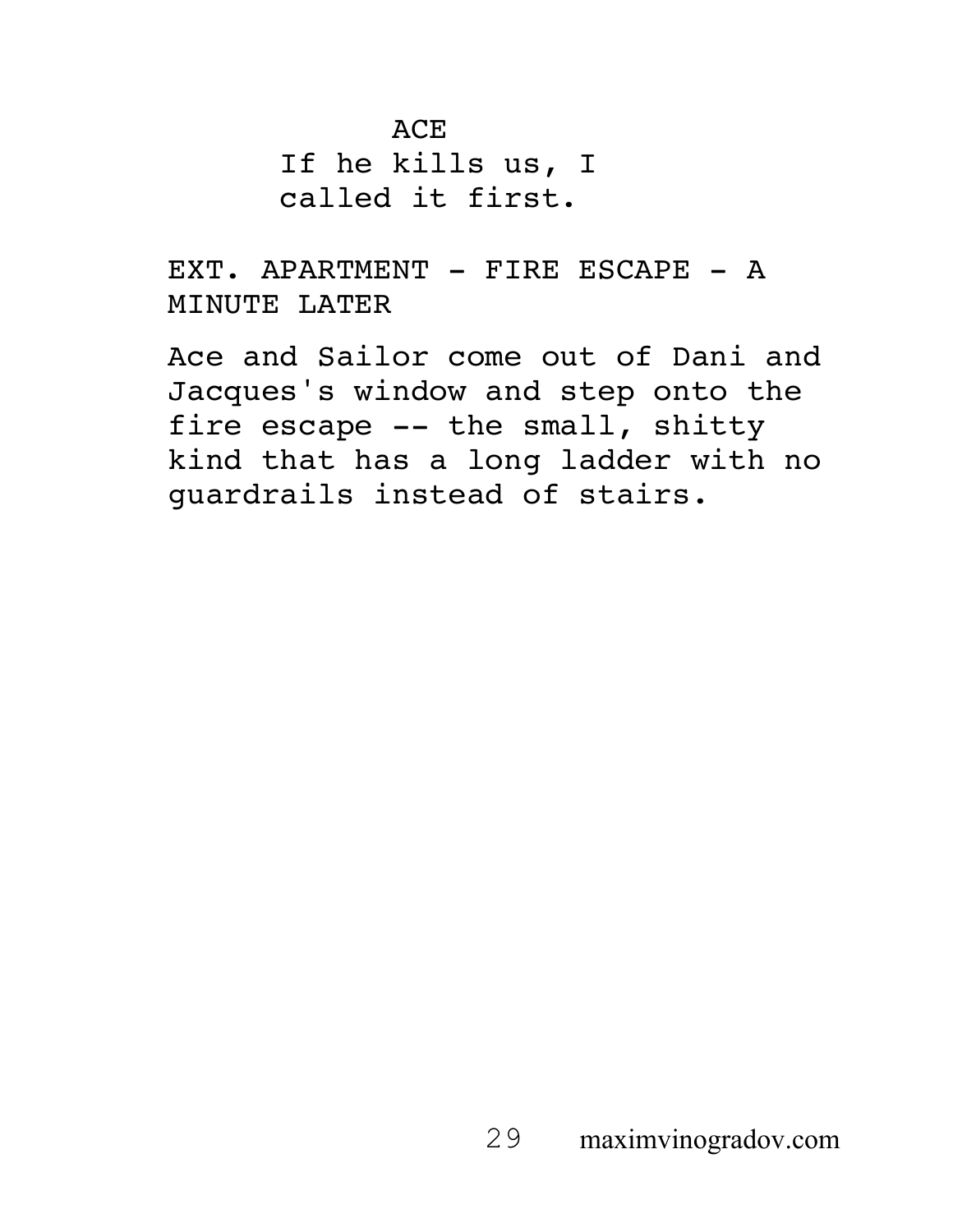ACE

If he kills us, I called it first.

EXT. APARTMENT - FIRE ESCAPE - A MINUTE LATER

Ace and Sailor come out of Dani and Jacques's window and step onto the fire escape -- the small, shitty kind that has a long ladder with no guardrails instead of stairs.